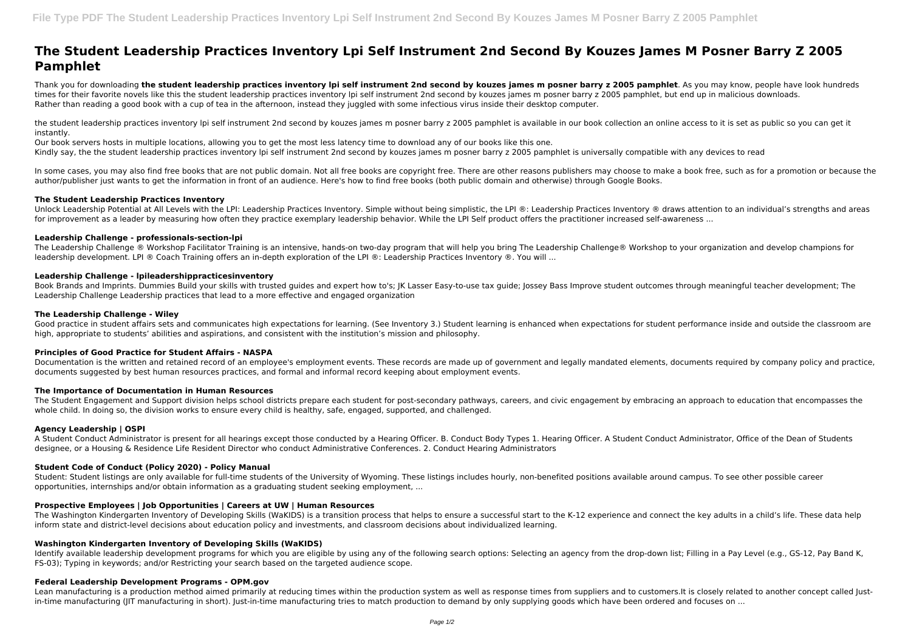# The Student Leadership Practices Inventory Lpi Self Instrument 2nd Second By Kouzes James M Posner Barry Z 2005 Pamphlet

Thank you for downloading **the student leadership practices inventory lpi self instrument 2nd second by kouzes james m posner barry z 2005 pamphlet**. As you may know, people have look hundreds times for their favorite novels like this the student leadership practices inventory lpi self instrument 2nd second by kouzes james m posner barry z 2005 pamphlet, but end up in malicious downloads. Rather than reading a good book with a cup of tea in the afternoon, instead they juggled with some infectious virus inside their desktop computer.

the student leadership practices inventory lpi self instrument 2nd second by kouzes james m posner barry z 2005 pamphlet is available in our book collection an online access to it is set as public so you can get it instantly.
Our book servers hosts in multiple locations, allowing you to get the most less latency time to download any of our books like this one.
Kindly say, the the student leadership practices inventory lpi self instrument 2nd second by kouzes james m posner barry z 2005 pamphlet is universally compatible with any devices to read

In some cases, you may also find free books that are not public domain. Not all free books are copyright free. There are other reasons publishers may choose to make a book free, such as for a promotion or because the author/publisher just wants to get the information in front of an audience. Here's how to find free books (both public domain and otherwise) through Google Books.

### The Student Leadership Practices Inventory

Unlock Leadership Potential at All Levels with the LPI: Leadership Practices Inventory. Simple without being simplistic, the LPI ®: Leadership Practices Inventory ® draws attention to an individual's strengths and areas for improvement as a leader by measuring how often they practice exemplary leadership behavior. While the LPI Self product offers the practitioner increased self-awareness ...

### Leadership Challenge - professionals-section-lpi

The Leadership Challenge ® Workshop Facilitator Training is an intensive, hands-on two-day program that will help you bring The Leadership Challenge® Workshop to your organization and develop champions for leadership development. LPI ® Coach Training offers an in-depth exploration of the LPI ®: Leadership Practices Inventory ®. You will ...

### Leadership Challenge - lpileadershippracticesinventory

Book Brands and Imprints. Dummies Build your skills with trusted guides and expert how to's; JK Lasser Easy-to-use tax guide; Jossey Bass Improve student outcomes through meaningful teacher development; The Leadership Challenge Leadership practices that lead to a more effective and engaged organization

### The Leadership Challenge - Wiley

Good practice in student affairs sets and communicates high expectations for learning. (See Inventory 3.) Student learning is enhanced when expectations for student performance inside and outside the classroom are high, appropriate to students' abilities and aspirations, and consistent with the institution's mission and philosophy.

### Principles of Good Practice for Student Affairs - NASPA

Documentation is the written and retained record of an employee's employment events. These records are made up of government and legally mandated elements, documents required by company policy and practice, documents suggested by best human resources practices, and formal and informal record keeping about employment events.

### The Importance of Documentation in Human Resources

The Student Engagement and Support division helps school districts prepare each student for post-secondary pathways, careers, and civic engagement by embracing an approach to education that encompasses the whole child. In doing so, the division works to ensure every child is healthy, safe, engaged, supported, and challenged.

### Agency Leadership | OSPI

A Student Conduct Administrator is present for all hearings except those conducted by a Hearing Officer. B. Conduct Body Types 1. Hearing Officer. A Student Conduct Administrator, Office of the Dean of Students designee, or a Housing & Residence Life Resident Director who conduct Administrative Conferences. 2. Conduct Hearing Administrators

### Student Code of Conduct (Policy 2020) - Policy Manual

Student: Student listings are only available for full-time students of the University of Wyoming. These listings includes hourly, non-benefited positions available around campus. To see other possible career opportunities, internships and/or obtain information as a graduating student seeking employment, ...

### Prospective Employees | Job Opportunities | Careers at UW | Human Resources

The Washington Kindergarten Inventory of Developing Skills (WaKIDS) is a transition process that helps to ensure a successful start to the K-12 experience and connect the key adults in a child's life. These data help inform state and district-level decisions about education policy and investments, and classroom decisions about individualized learning.

### Washington Kindergarten Inventory of Developing Skills (WaKIDS)

Identify available leadership development programs for which you are eligible by using any of the following search options: Selecting an agency from the drop-down list; Filling in a Pay Level (e.g., GS-12, Pay Band K, FS-03); Typing in keywords; and/or Restricting your search based on the targeted audience scope.

### Federal Leadership Development Programs - OPM.gov

Lean manufacturing is a production method aimed primarily at reducing times within the production system as well as response times from suppliers and to customers.It is closely related to another concept called Just-in-time manufacturing (JIT manufacturing in short). Just-in-time manufacturing tries to match production to demand by only supplying goods which have been ordered and focuses on ...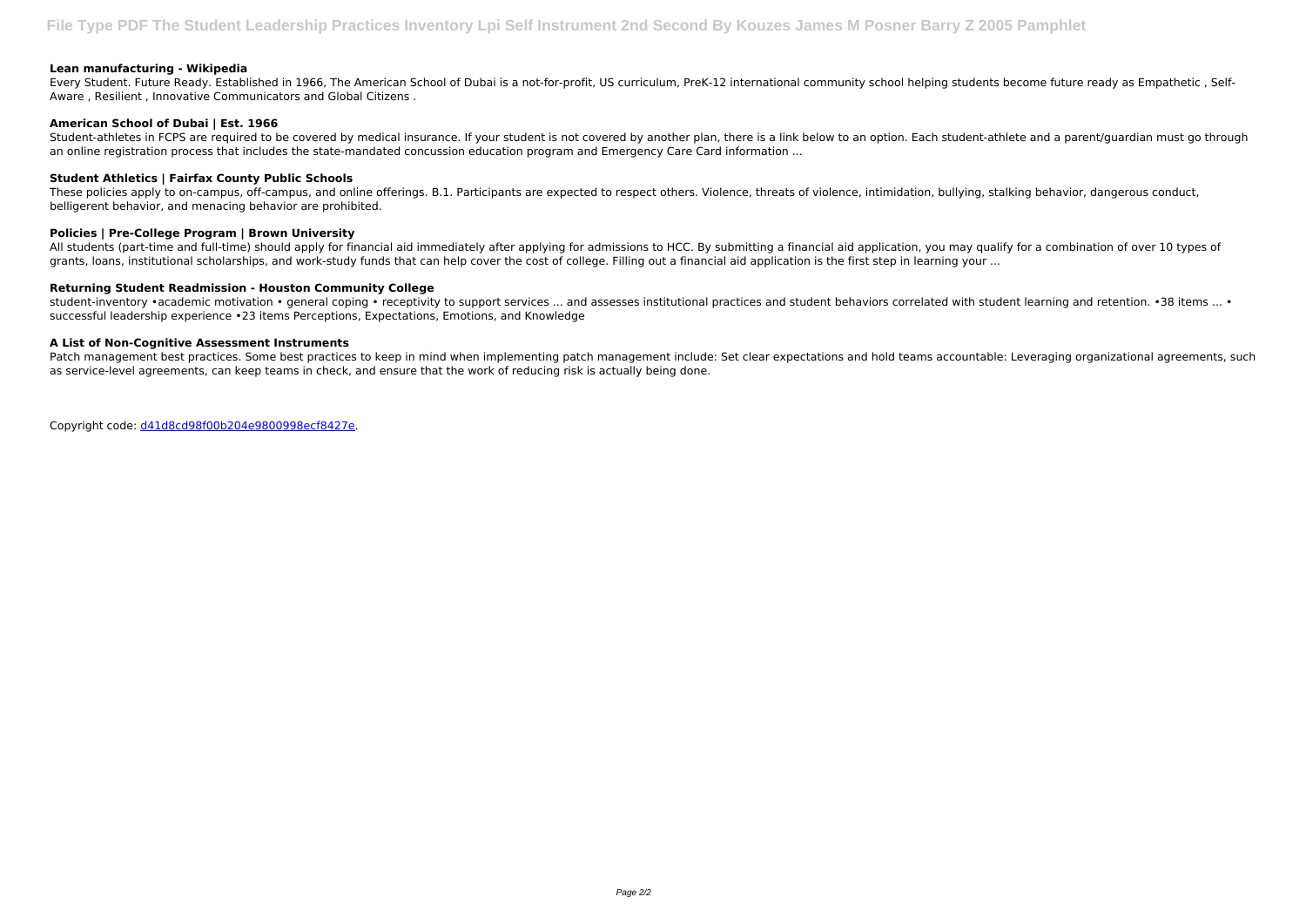#### Lean manufacturing - Wikipedia

Every Student. Future Ready. Established in 1966, The American School of Dubai is a not-for-profit, US curriculum, PreK-12 international community school helping students become future ready as Empathetic , Self-Aware , Resilient , Innovative Communicators and Global Citizens .

#### American School of Dubai | Est. 1966

Student-athletes in FCPS are required to be covered by medical insurance. If your student is not covered by another plan, there is a link below to an option. Each student-athlete and a parent/guardian must go through an online registration process that includes the state-mandated concussion education program and Emergency Care Card information ...

#### Student Athletics | Fairfax County Public Schools

These policies apply to on-campus, off-campus, and online offerings. B.1. Participants are expected to respect others. Violence, threats of violence, intimidation, bullying, stalking behavior, dangerous conduct, belligerent behavior, and menacing behavior are prohibited.

#### Policies | Pre-College Program | Brown University

All students (part-time and full-time) should apply for financial aid immediately after applying for admissions to HCC. By submitting a financial aid application, you may qualify for a combination of over 10 types of grants, loans, institutional scholarships, and work-study funds that can help cover the cost of college. Filling out a financial aid application is the first step in learning your ...

#### Returning Student Readmission - Houston Community College

student-inventory •academic motivation • general coping • receptivity to support services ... and assesses institutional practices and student behaviors correlated with student learning and retention. •38 items ... • successful leadership experience •23 items Perceptions, Expectations, Emotions, and Knowledge

#### A List of Non-Cognitive Assessment Instruments

Patch management best practices. Some best practices to keep in mind when implementing patch management include: Set clear expectations and hold teams accountable: Leveraging organizational agreements, such as service-level agreements, can keep teams in check, and ensure that the work of reducing risk is actually being done.

Copyright code: d41d8cd98f00b204e9800998ecf8427e.